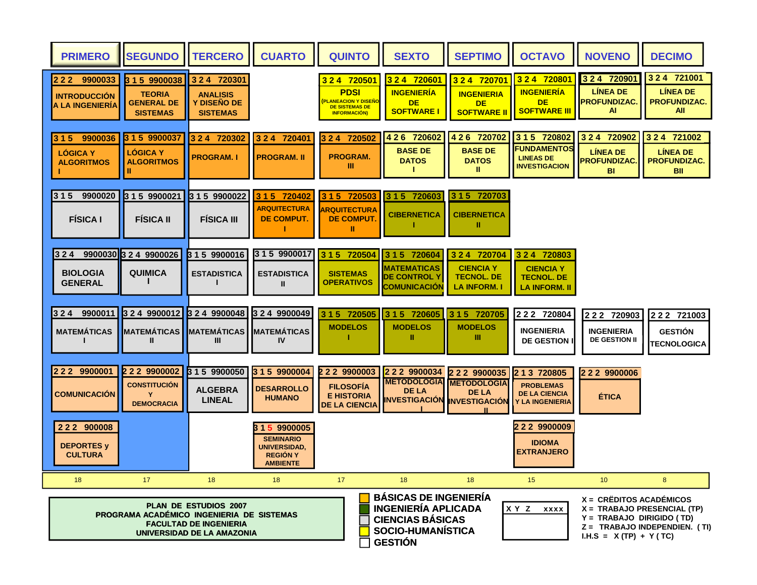| PRIMERO | SEGUNDO | TERCERO | CUARTO | QUINTO | SEXTO | SEPTIMO | OCTAVO | NOVENO | DECIMO |
|---|---|---|---|---|---|---|---|---|---|
| 2 2 2 9900033 INTRODUCCIÓN A LA INGENIERÍA | 3 1 5 9900038 TEORIA GENERAL DE SISTEMAS | 3 2 4 720301 ANALISIS Y DISEÑO DE SISTEMAS | | 3 2 4 720501 PDSI (PLANEACION Y DISEÑO DE SISTEMAS DE INFORMACIÓN) | 3 2 4 720601 INGENIERÍA DE SOFTWARE I | 3 2 4 720701 INGENIERIA DE SOFTWARE II | 3 2 4 720801 INGENIERÍA DE SOFTWARE III | 3 2 4 720901 LÍNEA DE PROFUNDIZAC. AI | 3 2 4 721001 LÍNEA DE PROFUNDIZAC. AII |
| 3 1 5 9900036 LÓGICA Y ALGORITMOS I | 3 1 5 9900037 LÓGICA Y ALGORITMOS II | 3 2 4 720302 PROGRAM. I | 3 2 4 720401 PROGRAM. II | 3 2 4 720502 PROGRAM. III | 4 2 6 720602 BASE DE DATOS I | 4 2 6 720702 BASE DE DATOS II | 3 1 5 720802 FUNDAMENTOS LINEAS DE INVESTIGACION | 3 2 4 720902 LÍNEA DE PROFUNDIZAC. BI | 3 2 4 721002 LÍNEA DE PROFUNDIZAC. BII |
| 3 1 5 9900020 FÍSICA I | 3 1 5 9900021 FÍSICA II | 3 1 5 9900022 FÍSICA III | 3 1 5 720402 ARQUITECTURA DE COMPUT. I | 3 1 5 720503 ARQUITECTURA DE COMPUT. II | 3 1 5 720603 CIBERNETICA I | 3 1 5 720703 CIBERNETICA II | | | |
| 3 2 4 9900030 BIOLOGIA GENERAL | 3 2 4 9900026 QUIMICA I | 3 1 5 9900016 ESTADISTICA I | 3 1 5 9900017 ESTADISTICA II | 3 1 5 720504 SISTEMAS OPERATIVOS | 3 1 5 720604 MATEMATICAS DE CONTROL Y COMUNICACIÓN | 3 2 4 720704 CIENCIA Y TECNOL. DE LA INFORM. I | 3 2 4 720803 CIENCIA Y TECNOL. DE LA INFORM. II | | |
| 3 2 4 9900011 MATEMÁTICAS I | 3 2 4 9900012 MATEMÁTICAS II | 3 2 4 9900048 MATEMÁTICAS III | 3 2 4 9900049 MATEMÁTICAS IV | 3 1 5 720505 MODELOS I | 3 1 5 720605 MODELOS II | 3 1 5 720705 MODELOS III | 2 2 2 720804 INGENIERIA DE GESTION I | 2 2 2 720903 INGENIERIA DE GESTION II | 2 2 2 721003 GESTIÓN TECNOLOGICA |
| 2 2 2 9900001 COMUNICACIÓN | 2 2 2 9900002 CONSTITUCIÓN Y DEMOCRACIA | 3 1 5 9900050 ALGEBRA LINEAL | 3 1 5 9900004 DESARROLLO HUMANO | 2 2 2 9900003 FILOSOFÍA E HISTORIA DE LA CIENCIA | 2 2 2 9900034 METODOLOGIA DE LA INVESTIGACIÓN I | 2 2 2 9900035 METODOLOGIA DE LA INVESTIGACIÓN II | 2 1 3 720805 PROBLEMAS DE LA CIENCIA Y LA INGENIERIA | 2 2 2 9900006 ÉTICA | |
| 2 2 2 900008 DEPORTES y CULTURA | | | 3 1 5 9900005 SEMINARIO UNIVERSIDAD, REGIÓN Y AMBIENTE | | | | 2 2 2 9900009 IDIOMA EXTRANJERO | | |
| 18 | 17 | 18 | 18 | 17 | 18 | 18 | 15 | 10 | 8 |

**PLAN DE ESTUDIOS 2007**
**PROGRAMA ACADÉMICO INGENIERIA DE SISTEMAS**
**FACULTAD DE INGENIERIA**
**UNIVERSIDAD DE LA AMAZONIA**

- BÁSICAS DE INGENIERÍA
- INGENIERÍA APLICADA
- CIENCIAS BÁSICAS
- SOCIO-HUMANÍSTICA
- GESTIÓN

X Y Z xxxx

X = CRÉDITOS ACADÉMICOS
X = TRABAJO PRESENCIAL (TP)
Y = TRABAJO DIRIGIDO ( TD)
Z = TRABAJO INDEPENDIEN. ( TI)
I.H.S = X (TP) + Y ( TC)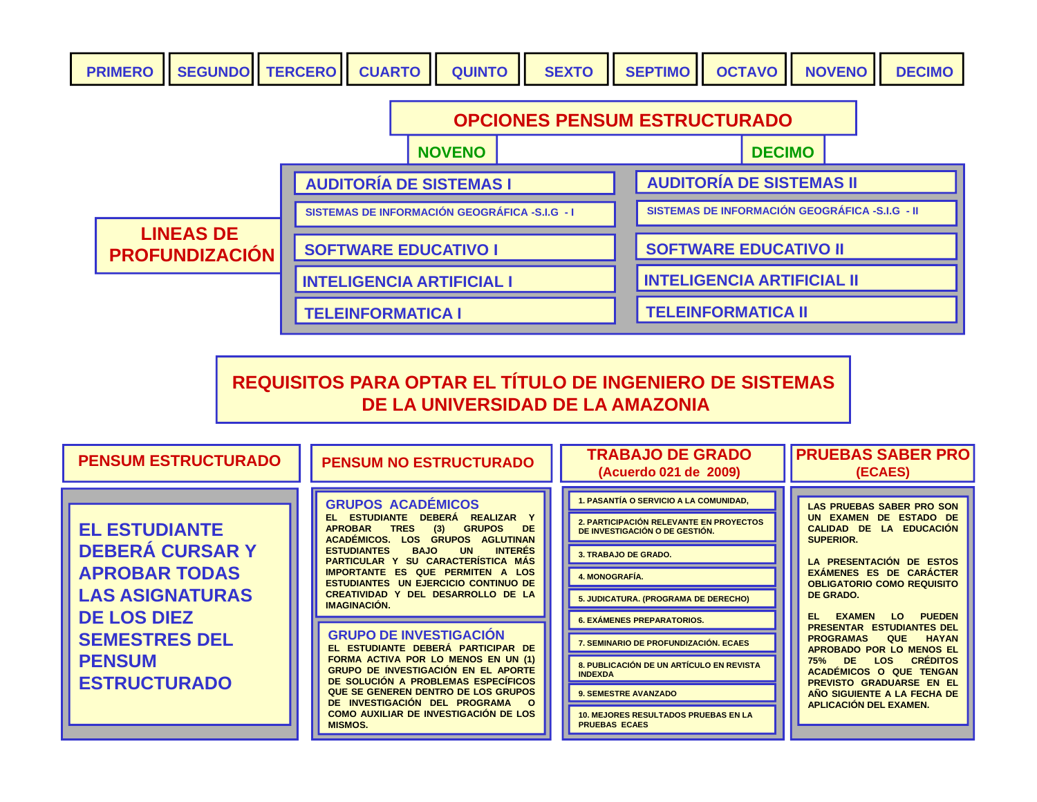| PRIMERO | SEGUNDO | TERCERO | CUARTO | QUINTO | SEXTO | SEPTIMO | OCTAVO | NOVENO | DECIMO |
|---|---|---|---|---|---|---|---|---|---|

## OPCIONES PENSUM ESTRUCTURADO

**LINEAS DE PROFUNDIZACIÓN**

| NOVENO | DECIMO |
|---|---|
| AUDITORÍA DE SISTEMAS I | AUDITORÍA DE SISTEMAS II |
| SISTEMAS DE INFORMACIÓN GEOGRÁFICA -S.I.G - I | SISTEMAS DE INFORMACIÓN GEOGRÁFICA -S.I.G - II |
| SOFTWARE EDUCATIVO I | SOFTWARE EDUCATIVO II |
| INTELIGENCIA ARTIFICIAL I | INTELIGENCIA ARTIFICIAL II |
| TELEINFORMATICA I | TELEINFORMATICA II |

## REQUISITOS PARA OPTAR EL TÍTULO DE INGENIERO DE SISTEMAS DE LA UNIVERSIDAD DE LA AMAZONIA

### PENSUM ESTRUCTURADO

EL ESTUDIANTE DEBERÁ CURSAR Y APROBAR TODAS LAS ASIGNATURAS DE LOS DIEZ SEMESTRES DEL PENSUM ESTRUCTURADO

### PENSUM NO ESTRUCTURADO

**GRUPOS ACADÉMICOS**

EL ESTUDIANTE DEBERÁ REALIZAR Y APROBAR TRES (3) GRUPOS DE ACADÉMICOS. LOS GRUPOS AGLUTINAN ESTUDIANTES BAJO UN INTERÉS PARTICULAR Y SU CARACTERÍSTICA MÁS IMPORTANTE ES QUE PERMITEN A LOS ESTUDIANTES UN EJERCICIO CONTINUO DE CREATIVIDAD Y DEL DESARROLLO DE LA IMAGINACIÓN.

**GRUPO DE INVESTIGACIÓN**

EL ESTUDIANTE DEBERÁ PARTICIPAR DE FORMA ACTIVA POR LO MENOS EN UN (1) GRUPO DE INVESTIGACIÓN EN EL APORTE DE SOLUCIÓN A PROBLEMAS ESPECÍFICOS QUE SE GENEREN DENTRO DE LOS GRUPOS DE INVESTIGACIÓN DEL PROGRAMA O COMO AUXILIAR DE INVESTIGACIÓN DE LOS MISMOS.

### TRABAJO DE GRADO (Acuerdo 021 de 2009)

1. PASANTÍA O SERVICIO A LA COMUNIDAD,
2. PARTICIPACIÓN RELEVANTE EN PROYECTOS DE INVESTIGACIÓN O DE GESTIÓN.
3. TRABAJO DE GRADO.
4. MONOGRAFÍA.
5. JUDICATURA. (PROGRAMA DE DERECHO)
6. EXÁMENES PREPARATORIOS.
7. SEMINARIO DE PROFUNDIZACIÓN. ECAES
8. PUBLICACIÓN DE UN ARTÍCULO EN REVISTA INDEXDA
9. SEMESTRE AVANZADO
10. MEJORES RESULTADOS PRUEBAS EN LA PRUEBAS ECAES

### PRUEBAS SABER PRO (ECAES)

LAS PRUEBAS SABER PRO SON UN EXAMEN DE ESTADO DE CALIDAD DE LA EDUCACIÓN SUPERIOR.

LA PRESENTACIÓN DE ESTOS EXÁMENES ES DE CARÁCTER OBLIGATORIO COMO REQUISITO DE GRADO.

EL EXAMEN LO PUEDEN PRESENTAR ESTUDIANTES DEL PROGRAMAS QUE HAYAN APROBADO POR LO MENOS EL 75% DE LOS CRÉDITOS ACADÉMICOS O QUE TENGAN PREVISTO GRADUARSE EN EL AÑO SIGUIENTE A LA FECHA DE APLICACIÓN DEL EXAMEN.